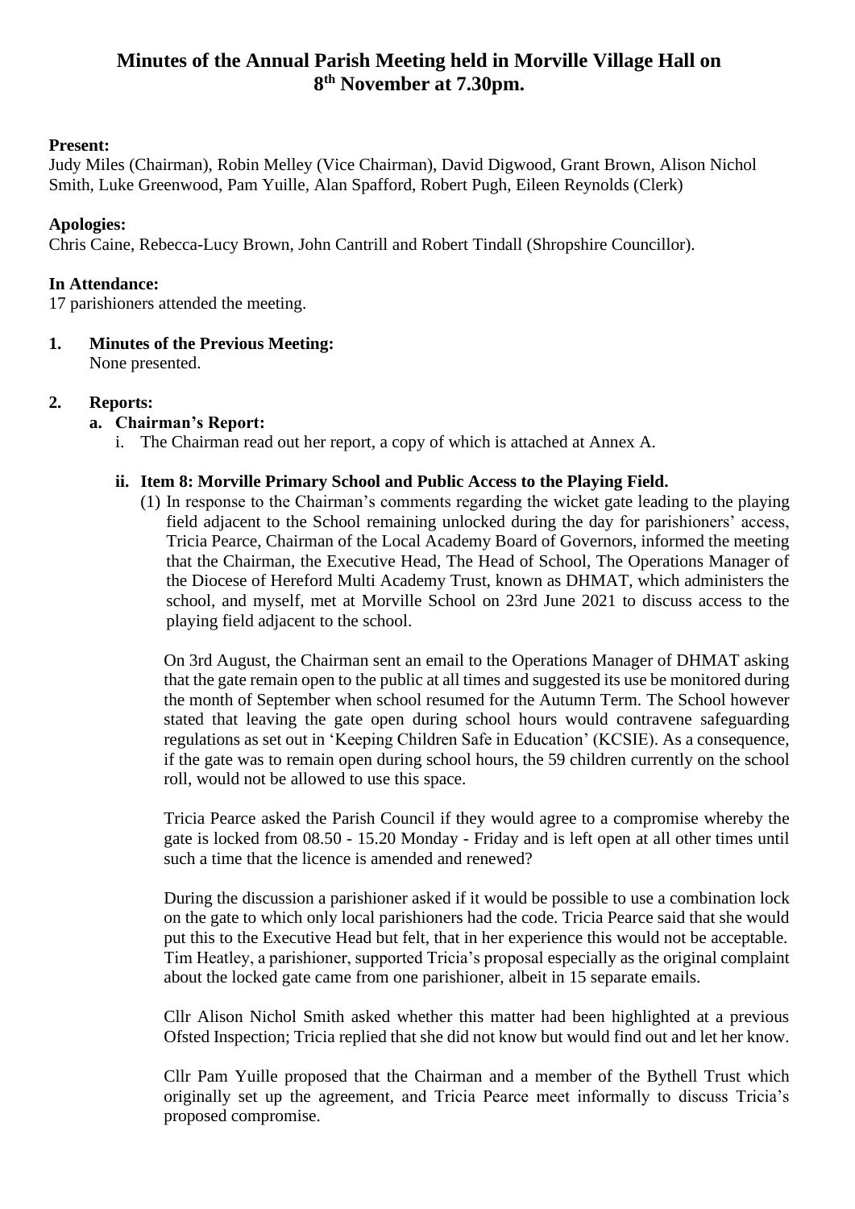# Minutes of the Annual Parish Meeting held in Morville Village Hall on 8th November at 7.30pm.

**Present:**
Judy Miles (Chairman), Robin Melley (Vice Chairman), David Digwood, Grant Brown, Alison Nichol Smith, Luke Greenwood, Pam Yuille, Alan Spafford, Robert Pugh, Eileen Reynolds (Clerk)

**Apologies:**
Chris Caine, Rebecca-Lucy Brown, John Cantrill and Robert Tindall (Shropshire Councillor).

**In Attendance:**
17 parishioners attended the meeting.

1. **Minutes of the Previous Meeting:**
   None presented.

2. **Reports:**

   a. **Chairman's Report:**

      i. The Chairman read out her report, a copy of which is attached at Annex A.

      ii. **Item 8: Morville Primary School and Public Access to the Playing Field.**

         (1) In response to the Chairman's comments regarding the wicket gate leading to the playing field adjacent to the School remaining unlocked during the day for parishioners' access, Tricia Pearce, Chairman of the Local Academy Board of Governors, informed the meeting that the Chairman, the Executive Head, The Head of School, The Operations Manager of the Diocese of Hereford Multi Academy Trust, known as DHMAT, which administers the school, and myself, met at Morville School on 23rd June 2021 to discuss access to the playing field adjacent to the school.

         On 3rd August, the Chairman sent an email to the Operations Manager of DHMAT asking that the gate remain open to the public at all times and suggested its use be monitored during the month of September when school resumed for the Autumn Term. The School however stated that leaving the gate open during school hours would contravene safeguarding regulations as set out in 'Keeping Children Safe in Education' (KCSIE). As a consequence, if the gate was to remain open during school hours, the 59 children currently on the school roll, would not be allowed to use this space.

         Tricia Pearce asked the Parish Council if they would agree to a compromise whereby the gate is locked from 08.50 - 15.20 Monday - Friday and is left open at all other times until such a time that the licence is amended and renewed?

         During the discussion a parishioner asked if it would be possible to use a combination lock on the gate to which only local parishioners had the code. Tricia Pearce said that she would put this to the Executive Head but felt, that in her experience this would not be acceptable. Tim Heatley, a parishioner, supported Tricia's proposal especially as the original complaint about the locked gate came from one parishioner, albeit in 15 separate emails.

         Cllr Alison Nichol Smith asked whether this matter had been highlighted at a previous Ofsted Inspection; Tricia replied that she did not know but would find out and let her know.

         Cllr Pam Yuille proposed that the Chairman and a member of the Bythell Trust which originally set up the agreement, and Tricia Pearce meet informally to discuss Tricia's proposed compromise.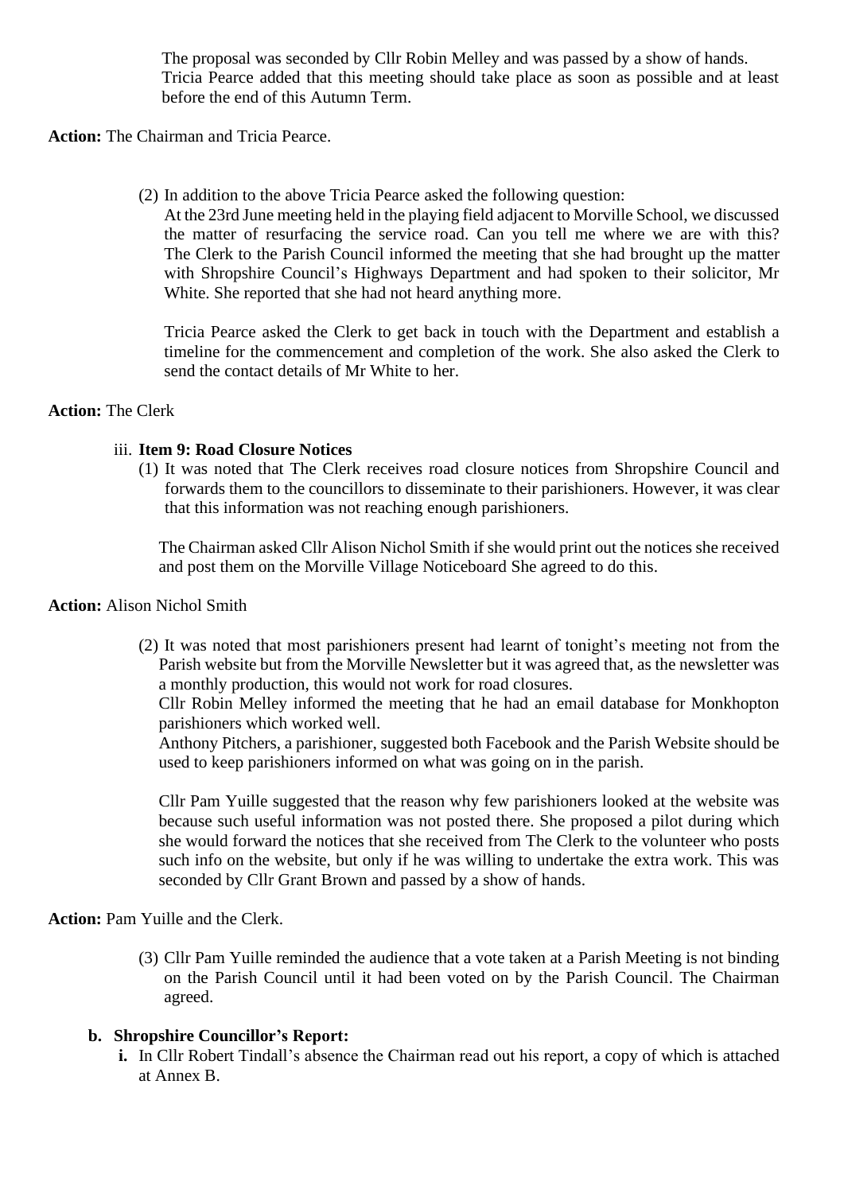The proposal was seconded by Cllr Robin Melley and was passed by a show of hands. Tricia Pearce added that this meeting should take place as soon as possible and at least before the end of this Autumn Term.

**Action:** The Chairman and Tricia Pearce.

(2) In addition to the above Tricia Pearce asked the following question:
At the 23rd June meeting held in the playing field adjacent to Morville School, we discussed the matter of resurfacing the service road. Can you tell me where we are with this? The Clerk to the Parish Council informed the meeting that she had brought up the matter with Shropshire Council's Highways Department and had spoken to their solicitor, Mr White. She reported that she had not heard anything more.

Tricia Pearce asked the Clerk to get back in touch with the Department and establish a timeline for the commencement and completion of the work. She also asked the Clerk to send the contact details of Mr White to her.

**Action:** The Clerk

iii. **Item 9: Road Closure Notices**

(1) It was noted that The Clerk receives road closure notices from Shropshire Council and forwards them to the councillors to disseminate to their parishioners. However, it was clear that this information was not reaching enough parishioners.

The Chairman asked Cllr Alison Nichol Smith if she would print out the notices she received and post them on the Morville Village Noticeboard She agreed to do this.

**Action:** Alison Nichol Smith

(2) It was noted that most parishioners present had learnt of tonight's meeting not from the Parish website but from the Morville Newsletter but it was agreed that, as the newsletter was a monthly production, this would not work for road closures.
Cllr Robin Melley informed the meeting that he had an email database for Monkhopton parishioners which worked well.
Anthony Pitchers, a parishioner, suggested both Facebook and the Parish Website should be used to keep parishioners informed on what was going on in the parish.

Cllr Pam Yuille suggested that the reason why few parishioners looked at the website was because such useful information was not posted there. She proposed a pilot during which she would forward the notices that she received from The Clerk to the volunteer who posts such info on the website, but only if he was willing to undertake the extra work. This was seconded by Cllr Grant Brown and passed by a show of hands.

**Action:** Pam Yuille and the Clerk.

(3) Cllr Pam Yuille reminded the audience that a vote taken at a Parish Meeting is not binding on the Parish Council until it had been voted on by the Parish Council. The Chairman agreed.

**b. Shropshire Councillor's Report:**

**i.** In Cllr Robert Tindall's absence the Chairman read out his report, a copy of which is attached at Annex B.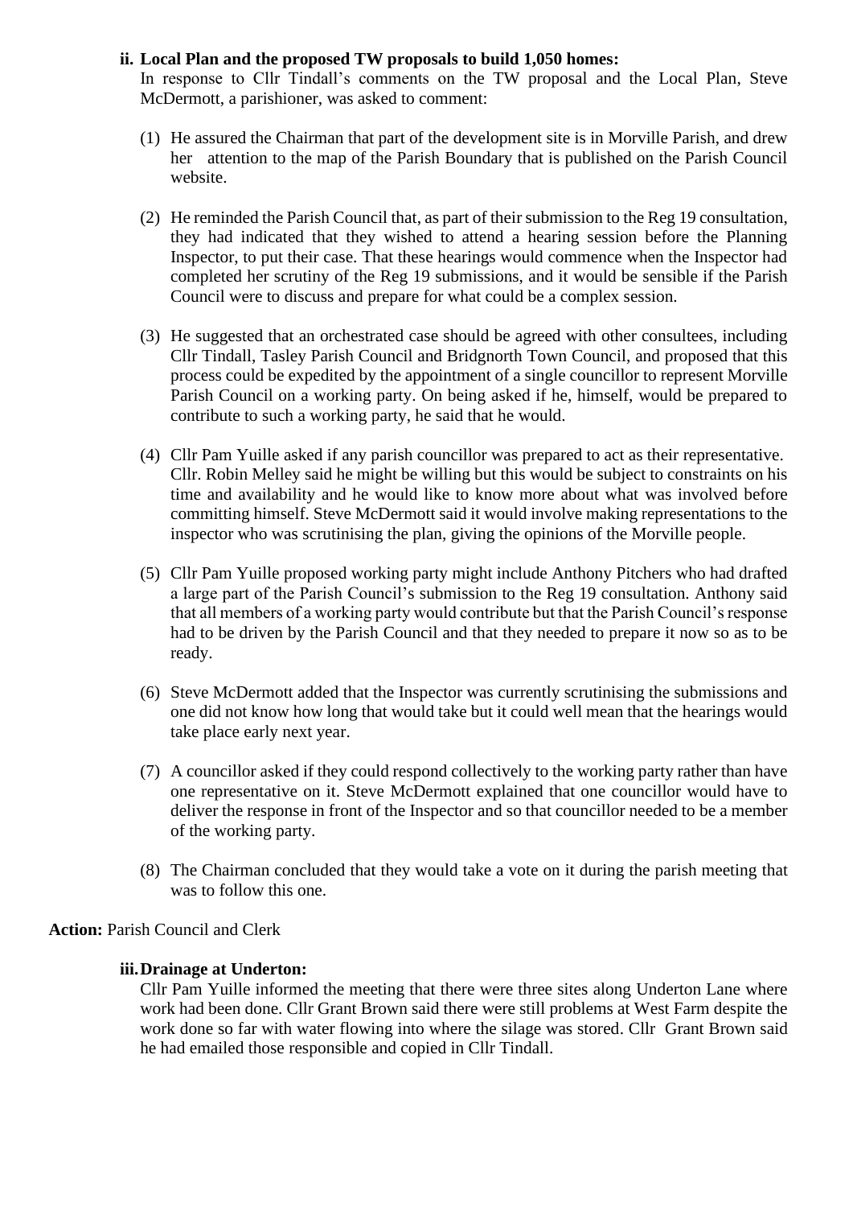**ii. Local Plan and the proposed TW proposals to build 1,050 homes:**

In response to Cllr Tindall's comments on the TW proposal and the Local Plan, Steve McDermott, a parishioner, was asked to comment:

(1) He assured the Chairman that part of the development site is in Morville Parish, and drew her attention to the map of the Parish Boundary that is published on the Parish Council website.

(2) He reminded the Parish Council that, as part of their submission to the Reg 19 consultation, they had indicated that they wished to attend a hearing session before the Planning Inspector, to put their case. That these hearings would commence when the Inspector had completed her scrutiny of the Reg 19 submissions, and it would be sensible if the Parish Council were to discuss and prepare for what could be a complex session.

(3) He suggested that an orchestrated case should be agreed with other consultees, including Cllr Tindall, Tasley Parish Council and Bridgnorth Town Council, and proposed that this process could be expedited by the appointment of a single councillor to represent Morville Parish Council on a working party. On being asked if he, himself, would be prepared to contribute to such a working party, he said that he would.

(4) Cllr Pam Yuille asked if any parish councillor was prepared to act as their representative. Cllr. Robin Melley said he might be willing but this would be subject to constraints on his time and availability and he would like to know more about what was involved before committing himself. Steve McDermott said it would involve making representations to the inspector who was scrutinising the plan, giving the opinions of the Morville people.

(5) Cllr Pam Yuille proposed working party might include Anthony Pitchers who had drafted a large part of the Parish Council's submission to the Reg 19 consultation. Anthony said that all members of a working party would contribute but that the Parish Council's response had to be driven by the Parish Council and that they needed to prepare it now so as to be ready.

(6) Steve McDermott added that the Inspector was currently scrutinising the submissions and one did not know how long that would take but it could well mean that the hearings would take place early next year.

(7) A councillor asked if they could respond collectively to the working party rather than have one representative on it. Steve McDermott explained that one councillor would have to deliver the response in front of the Inspector and so that councillor needed to be a member of the working party.

(8) The Chairman concluded that they would take a vote on it during the parish meeting that was to follow this one.

**Action:** Parish Council and Clerk

**iii. Drainage at Underton:**

Cllr Pam Yuille informed the meeting that there were three sites along Underton Lane where work had been done. Cllr Grant Brown said there were still problems at West Farm despite the work done so far with water flowing into where the silage was stored. Cllr Grant Brown said he had emailed those responsible and copied in Cllr Tindall.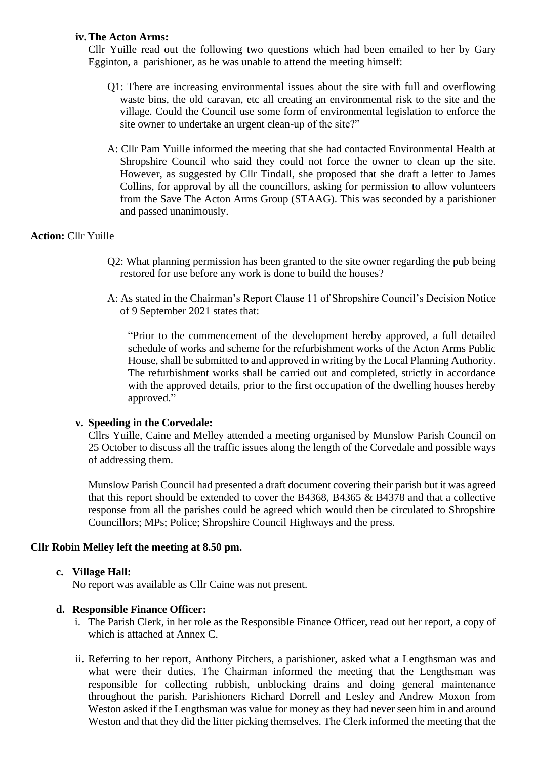**iv. The Acton Arms:**

Cllr Yuille read out the following two questions which had been emailed to her by Gary Egginton, a parishioner, as he was unable to attend the meeting himself:

Q1: There are increasing environmental issues about the site with full and overflowing waste bins, the old caravan, etc all creating an environmental risk to the site and the village. Could the Council use some form of environmental legislation to enforce the site owner to undertake an urgent clean-up of the site?"

A: Cllr Pam Yuille informed the meeting that she had contacted Environmental Health at Shropshire Council who said they could not force the owner to clean up the site. However, as suggested by Cllr Tindall, she proposed that she draft a letter to James Collins, for approval by all the councillors, asking for permission to allow volunteers from the Save The Acton Arms Group (STAAG). This was seconded by a parishioner and passed unanimously.

**Action:** Cllr Yuille

Q2: What planning permission has been granted to the site owner regarding the pub being restored for use before any work is done to build the houses?

A: As stated in the Chairman's Report Clause 11 of Shropshire Council's Decision Notice of 9 September 2021 states that:

"Prior to the commencement of the development hereby approved, a full detailed schedule of works and scheme for the refurbishment works of the Acton Arms Public House, shall be submitted to and approved in writing by the Local Planning Authority. The refurbishment works shall be carried out and completed, strictly in accordance with the approved details, prior to the first occupation of the dwelling houses hereby approved."

**v. Speeding in the Corvedale:**

Cllrs Yuille, Caine and Melley attended a meeting organised by Munslow Parish Council on 25 October to discuss all the traffic issues along the length of the Corvedale and possible ways of addressing them.

Munslow Parish Council had presented a draft document covering their parish but it was agreed that this report should be extended to cover the B4368, B4365 & B4378 and that a collective response from all the parishes could be agreed which would then be circulated to Shropshire Councillors; MPs; Police; Shropshire Council Highways and the press.

**Cllr Robin Melley left the meeting at 8.50 pm.**

**c. Village Hall:**

No report was available as Cllr Caine was not present.

**d. Responsible Finance Officer:**

i. The Parish Clerk, in her role as the Responsible Finance Officer, read out her report, a copy of which is attached at Annex C.

ii. Referring to her report, Anthony Pitchers, a parishioner, asked what a Lengthsman was and what were their duties. The Chairman informed the meeting that the Lengthsman was responsible for collecting rubbish, unblocking drains and doing general maintenance throughout the parish. Parishioners Richard Dorrell and Lesley and Andrew Moxon from Weston asked if the Lengthsman was value for money as they had never seen him in and around Weston and that they did the litter picking themselves. The Clerk informed the meeting that the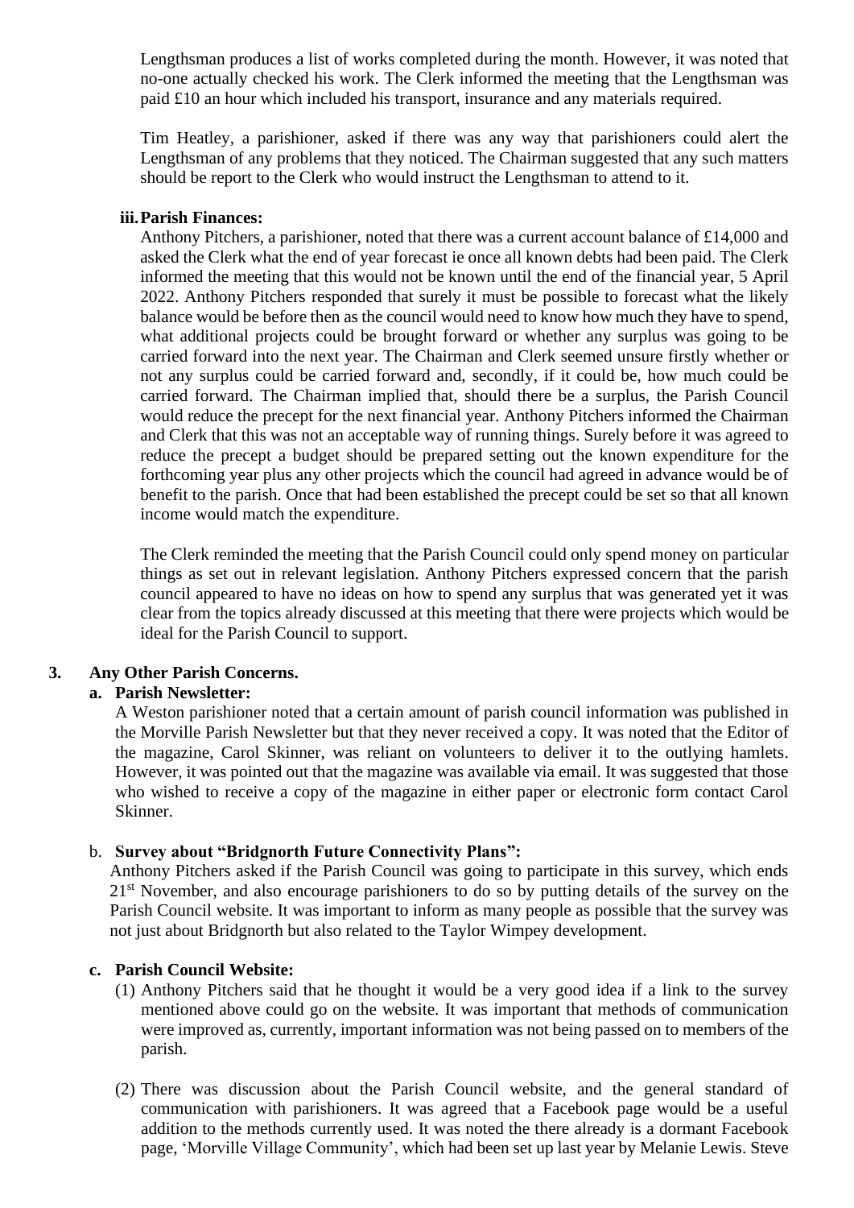Lengthsman produces a list of works completed during the month. However, it was noted that no-one actually checked his work. The Clerk informed the meeting that the Lengthsman was paid £10 an hour which included his transport, insurance and any materials required.

Tim Heatley, a parishioner, asked if there was any way that parishioners could alert the Lengthsman of any problems that they noticed. The Chairman suggested that any such matters should be report to the Clerk who would instruct the Lengthsman to attend to it.

**iii. Parish Finances:**

Anthony Pitchers, a parishioner, noted that there was a current account balance of £14,000 and asked the Clerk what the end of year forecast ie once all known debts had been paid. The Clerk informed the meeting that this would not be known until the end of the financial year, 5 April 2022. Anthony Pitchers responded that surely it must be possible to forecast what the likely balance would be before then as the council would need to know how much they have to spend, what additional projects could be brought forward or whether any surplus was going to be carried forward into the next year. The Chairman and Clerk seemed unsure firstly whether or not any surplus could be carried forward and, secondly, if it could be, how much could be carried forward. The Chairman implied that, should there be a surplus, the Parish Council would reduce the precept for the next financial year. Anthony Pitchers informed the Chairman and Clerk that this was not an acceptable way of running things. Surely before it was agreed to reduce the precept a budget should be prepared setting out the known expenditure for the forthcoming year plus any other projects which the council had agreed in advance would be of benefit to the parish. Once that had been established the precept could be set so that all known income would match the expenditure.

The Clerk reminded the meeting that the Parish Council could only spend money on particular things as set out in relevant legislation. Anthony Pitchers expressed concern that the parish council appeared to have no ideas on how to spend any surplus that was generated yet it was clear from the topics already discussed at this meeting that there were projects which would be ideal for the Parish Council to support.

**3. Any Other Parish Concerns.**

**a. Parish Newsletter:**

A Weston parishioner noted that a certain amount of parish council information was published in the Morville Parish Newsletter but that they never received a copy. It was noted that the Editor of the magazine, Carol Skinner, was reliant on volunteers to deliver it to the outlying hamlets. However, it was pointed out that the magazine was available via email. It was suggested that those who wished to receive a copy of the magazine in either paper or electronic form contact Carol Skinner.

b. **Survey about "Bridgnorth Future Connectivity Plans":**

Anthony Pitchers asked if the Parish Council was going to participate in this survey, which ends 21st November, and also encourage parishioners to do so by putting details of the survey on the Parish Council website. It was important to inform as many people as possible that the survey was not just about Bridgnorth but also related to the Taylor Wimpey development.

**c. Parish Council Website:**

(1) Anthony Pitchers said that he thought it would be a very good idea if a link to the survey mentioned above could go on the website. It was important that methods of communication were improved as, currently, important information was not being passed on to members of the parish.

(2) There was discussion about the Parish Council website, and the general standard of communication with parishioners. It was agreed that a Facebook page would be a useful addition to the methods currently used. It was noted the there already is a dormant Facebook page, 'Morville Village Community', which had been set up last year by Melanie Lewis. Steve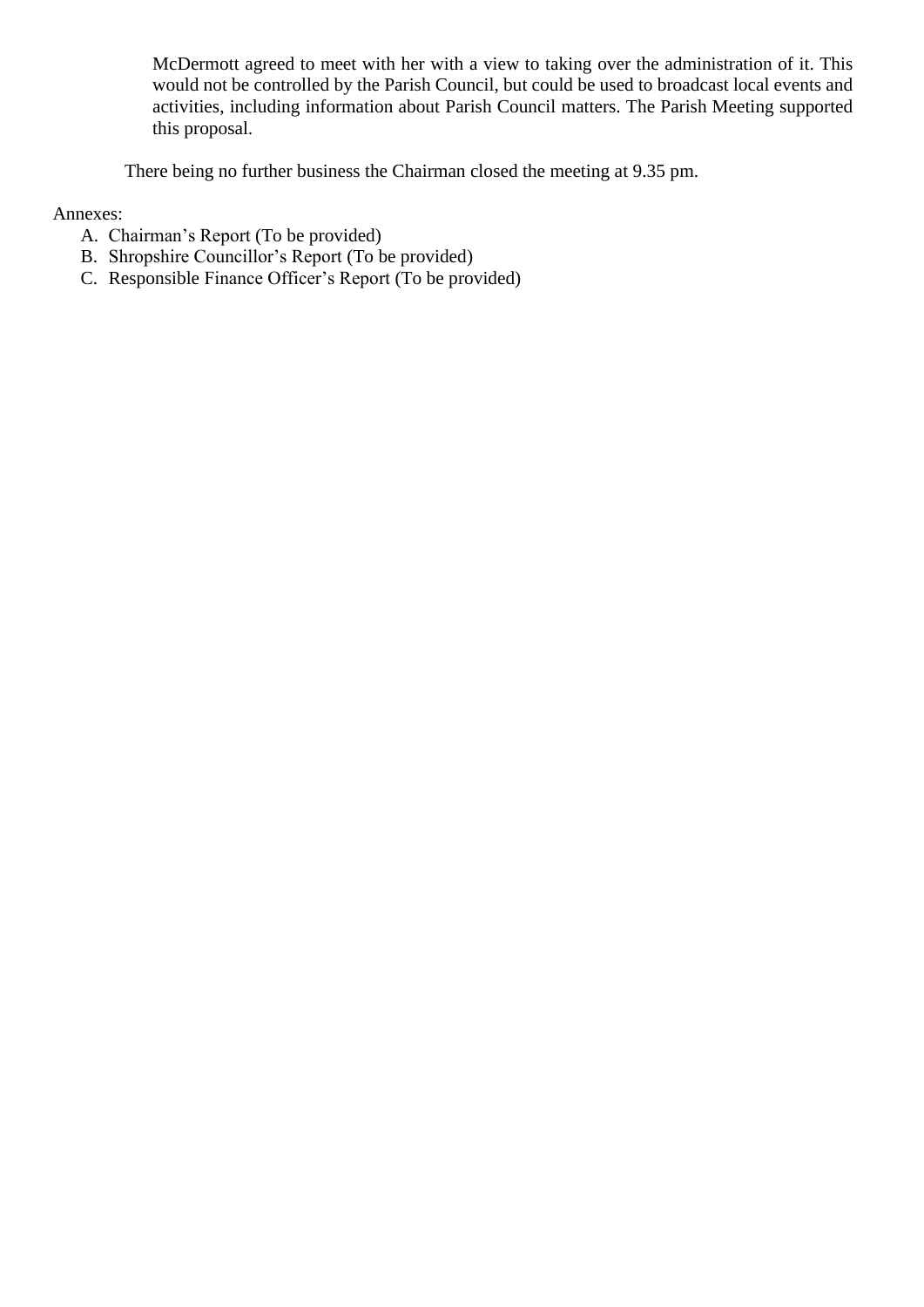McDermott agreed to meet with her with a view to taking over the administration of it. This would not be controlled by the Parish Council, but could be used to broadcast local events and activities, including information about Parish Council matters. The Parish Meeting supported this proposal.

There being no further business the Chairman closed the meeting at 9.35 pm.

Annexes:

A. Chairman's Report (To be provided)
B. Shropshire Councillor's Report (To be provided)
C. Responsible Finance Officer's Report (To be provided)